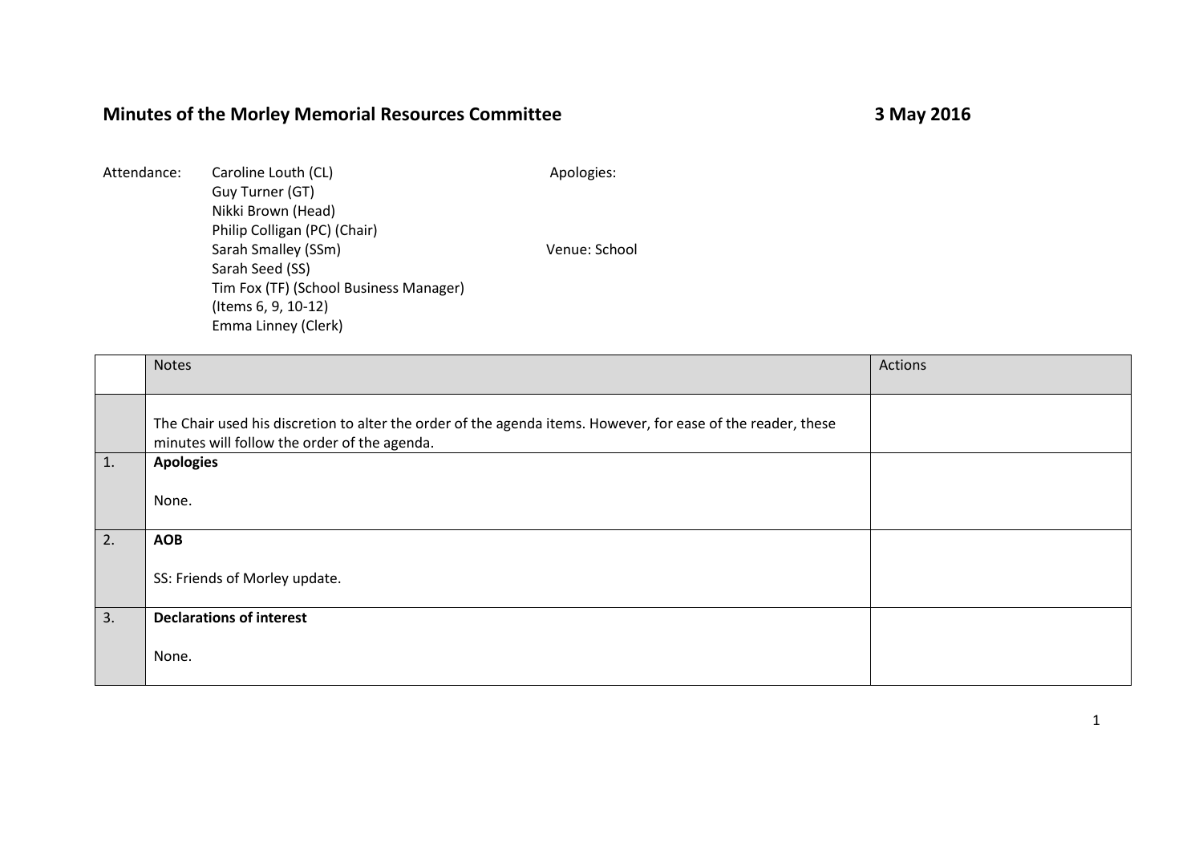# Minutes of the Morley Memorial Resources Committee

**3 May 2016**

Attendance:
- Caroline Louth (CL)
- Guy Turner (GT)
- Nikki Brown (Head)
- Philip Colligan (PC) (Chair)
- Sarah Smalley (SSm)
- Sarah Seed (SS)
- Tim Fox (TF) (School Business Manager) (Items 6, 9, 10-12)
- Emma Linney (Clerk)

Apologies:

Venue: School

| | Notes | Actions |
|---|---|---|
| | The Chair used his discretion to alter the order of the agenda items. However, for ease of the reader, these minutes will follow the order of the agenda. | |
| 1. | **Apologies**<br><br>None. | |
| 2. | **AOB**<br><br>SS: Friends of Morley update. | |
| 3. | **Declarations of interest**<br><br>None. | |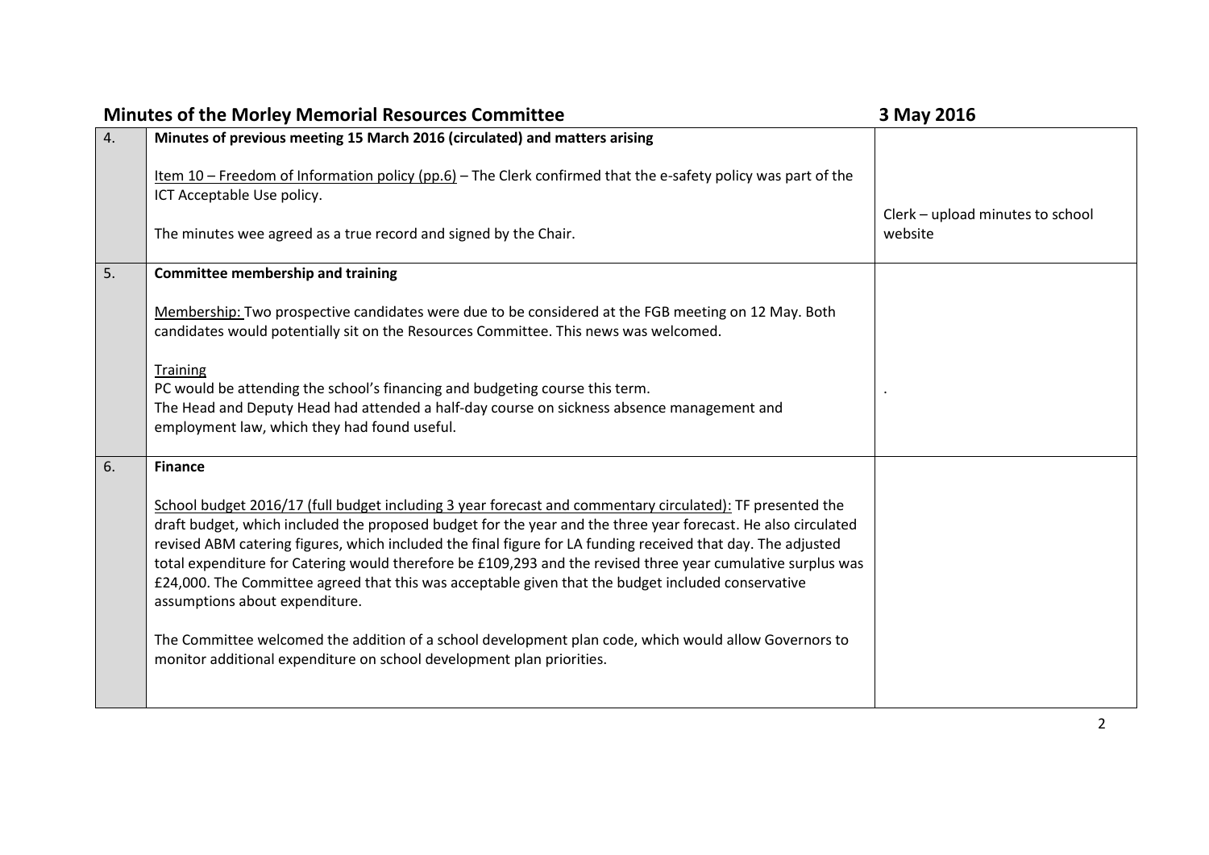## Minutes of the Morley Memorial Resources Committee — 3 May 2016

| | | |
|---|---|---|
| 4. | **Minutes of previous meeting 15 March 2016 (circulated) and matters arising**<br><br>Item 10 – Freedom of Information policy (pp.6) – The Clerk confirmed that the e-safety policy was part of the ICT Acceptable Use policy.<br><br>The minutes wee agreed as a true record and signed by the Chair. | Clerk – upload minutes to school website |
| 5. | **Committee membership and training**<br><br>Membership: Two prospective candidates were due to be considered at the FGB meeting on 12 May. Both candidates would potentially sit on the Resources Committee. This news was welcomed.<br><br>Training<br>PC would be attending the school's financing and budgeting course this term.<br>The Head and Deputy Head had attended a half-day course on sickness absence management and employment law, which they had found useful. | . |
| 6. | **Finance**<br><br>School budget 2016/17 (full budget including 3 year forecast and commentary circulated): TF presented the draft budget, which included the proposed budget for the year and the three year forecast. He also circulated revised ABM catering figures, which included the final figure for LA funding received that day. The adjusted total expenditure for Catering would therefore be £109,293 and the revised three year cumulative surplus was £24,000. The Committee agreed that this was acceptable given that the budget included conservative assumptions about expenditure.<br><br>The Committee welcomed the addition of a school development plan code, which would allow Governors to monitor additional expenditure on school development plan priorities. | |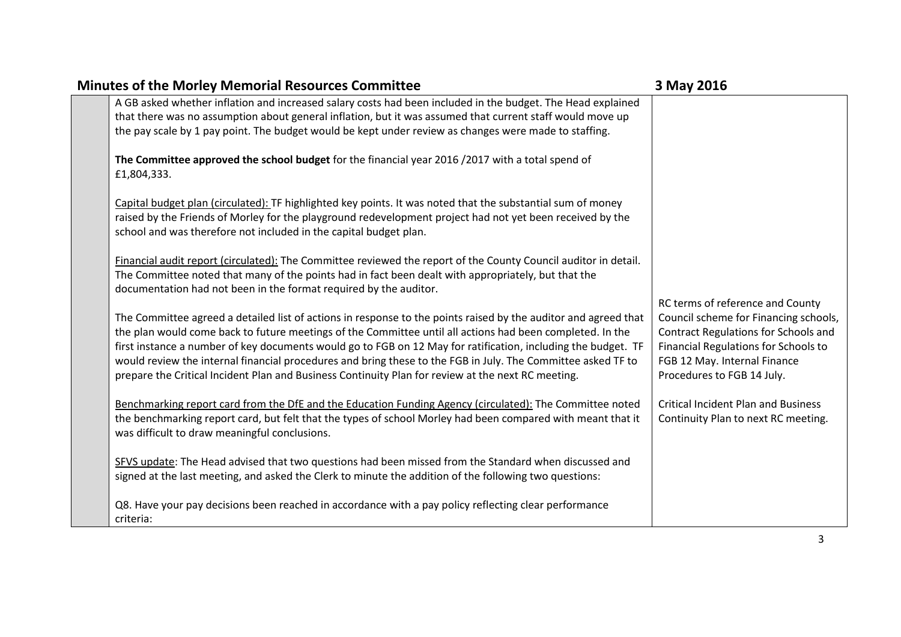| | | |
|---|---|---|
| | A GB asked whether inflation and increased salary costs had been included in the budget. The Head explained that there was no assumption about general inflation, but it was assumed that current staff would move up the pay scale by 1 pay point. The budget would be kept under review as changes were made to staffing.<br><br>**The Committee approved the school budget** for the financial year 2016 /2017 with a total spend of £1,804,333.<br><br>Capital budget plan (circulated): TF highlighted key points. It was noted that the substantial sum of money raised by the Friends of Morley for the playground redevelopment project had not yet been received by the school and was therefore not included in the capital budget plan.<br><br>Financial audit report (circulated): The Committee reviewed the report of the County Council auditor in detail. The Committee noted that many of the points had in fact been dealt with appropriately, but that the documentation had not been in the format required by the auditor.<br><br>The Committee agreed a detailed list of actions in response to the points raised by the auditor and agreed that the plan would come back to future meetings of the Committee until all actions had been completed. In the first instance a number of key documents would go to FGB on 12 May for ratification, including the budget. TF would review the internal financial procedures and bring these to the FGB in July. The Committee asked TF to prepare the Critical Incident Plan and Business Continuity Plan for review at the next RC meeting.<br><br>Benchmarking report card from the DfE and the Education Funding Agency (circulated): The Committee noted the benchmarking report card, but felt that the types of school Morley had been compared with meant that it was difficult to draw meaningful conclusions.<br><br>SFVS update: The Head advised that two questions had been missed from the Standard when discussed and signed at the last meeting, and asked the Clerk to minute the addition of the following two questions:<br><br>Q8. Have your pay decisions been reached in accordance with a pay policy reflecting clear performance criteria: | RC terms of reference and County Council scheme for Financing schools, Contract Regulations for Schools and Financial Regulations for Schools to FGB 12 May. Internal Finance Procedures to FGB 14 July.<br><br>Critical Incident Plan and Business Continuity Plan to next RC meeting. |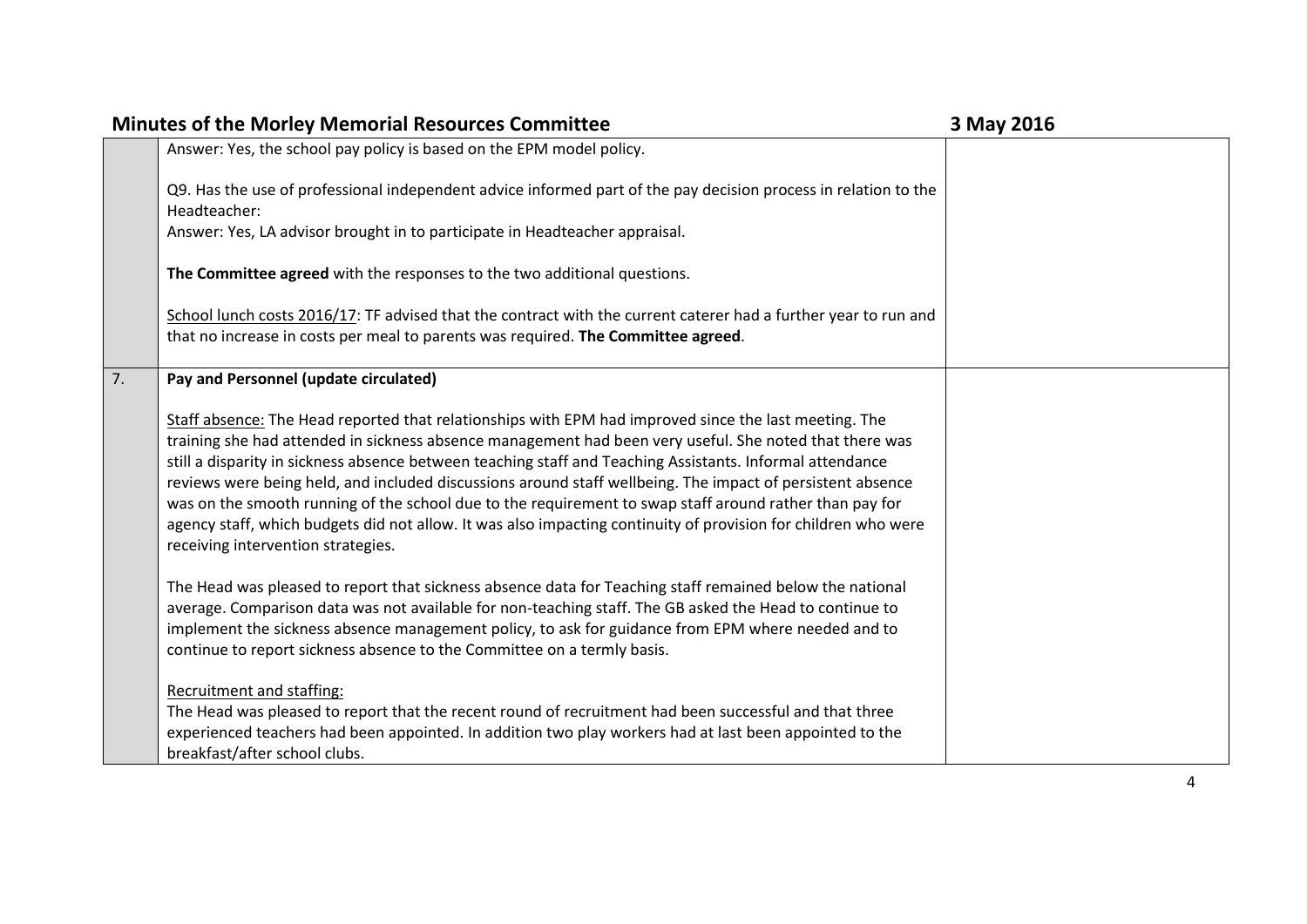| | | |
|---|---|---|
| | Answer: Yes, the school pay policy is based on the EPM model policy.<br><br>Q9. Has the use of professional independent advice informed part of the pay decision process in relation to the Headteacher:<br>Answer: Yes, LA advisor brought in to participate in Headteacher appraisal.<br><br>**The Committee agreed** with the responses to the two additional questions.<br><br>School lunch costs 2016/17: TF advised that the contract with the current caterer had a further year to run and that no increase in costs per meal to parents was required. **The Committee agreed**. | |
| 7. | **Pay and Personnel (update circulated)**<br><br>Staff absence: The Head reported that relationships with EPM had improved since the last meeting. The training she had attended in sickness absence management had been very useful. She noted that there was still a disparity in sickness absence between teaching staff and Teaching Assistants. Informal attendance reviews were being held, and included discussions around staff wellbeing. The impact of persistent absence was on the smooth running of the school due to the requirement to swap staff around rather than pay for agency staff, which budgets did not allow. It was also impacting continuity of provision for children who were receiving intervention strategies.<br><br>The Head was pleased to report that sickness absence data for Teaching staff remained below the national average. Comparison data was not available for non-teaching staff. The GB asked the Head to continue to implement the sickness absence management policy, to ask for guidance from EPM where needed and to continue to report sickness absence to the Committee on a termly basis.<br><br>Recruitment and staffing:<br>The Head was pleased to report that the recent round of recruitment had been successful and that three experienced teachers had been appointed. In addition two play workers had at last been appointed to the breakfast/after school clubs. | |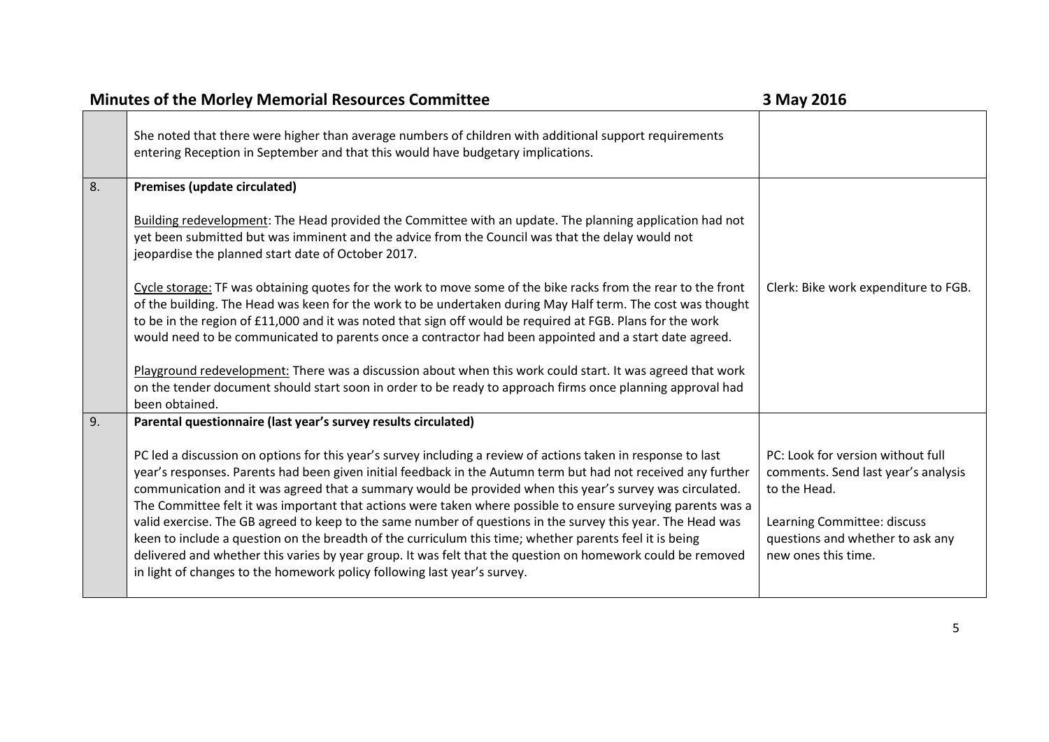| | | |
|---|---|---|
| | She noted that there were higher than average numbers of children with additional support requirements entering Reception in September and that this would have budgetary implications. | |
| 8. | **Premises (update circulated)**<br><br>Building redevelopment: The Head provided the Committee with an update. The planning application had not yet been submitted but was imminent and the advice from the Council was that the delay would not jeopardise the planned start date of October 2017.<br><br>Cycle storage: TF was obtaining quotes for the work to move some of the bike racks from the rear to the front of the building. The Head was keen for the work to be undertaken during May Half term. The cost was thought to be in the region of £11,000 and it was noted that sign off would be required at FGB. Plans for the work would need to be communicated to parents once a contractor had been appointed and a start date agreed.<br><br>Playground redevelopment: There was a discussion about when this work could start. It was agreed that work on the tender document should start soon in order to be ready to approach firms once planning approval had been obtained. | Clerk: Bike work expenditure to FGB. |
| 9. | **Parental questionnaire (last year's survey results circulated)**<br><br>PC led a discussion on options for this year's survey including a review of actions taken in response to last year's responses. Parents had been given initial feedback in the Autumn term but had not received any further communication and it was agreed that a summary would be provided when this year's survey was circulated. The Committee felt it was important that actions were taken where possible to ensure surveying parents was a valid exercise. The GB agreed to keep to the same number of questions in the survey this year. The Head was keen to include a question on the breadth of the curriculum this time; whether parents feel it is being delivered and whether this varies by year group. It was felt that the question on homework could be removed in light of changes to the homework policy following last year's survey. | PC: Look for version without full comments. Send last year's analysis to the Head.<br><br>Learning Committee: discuss questions and whether to ask any new ones this time. |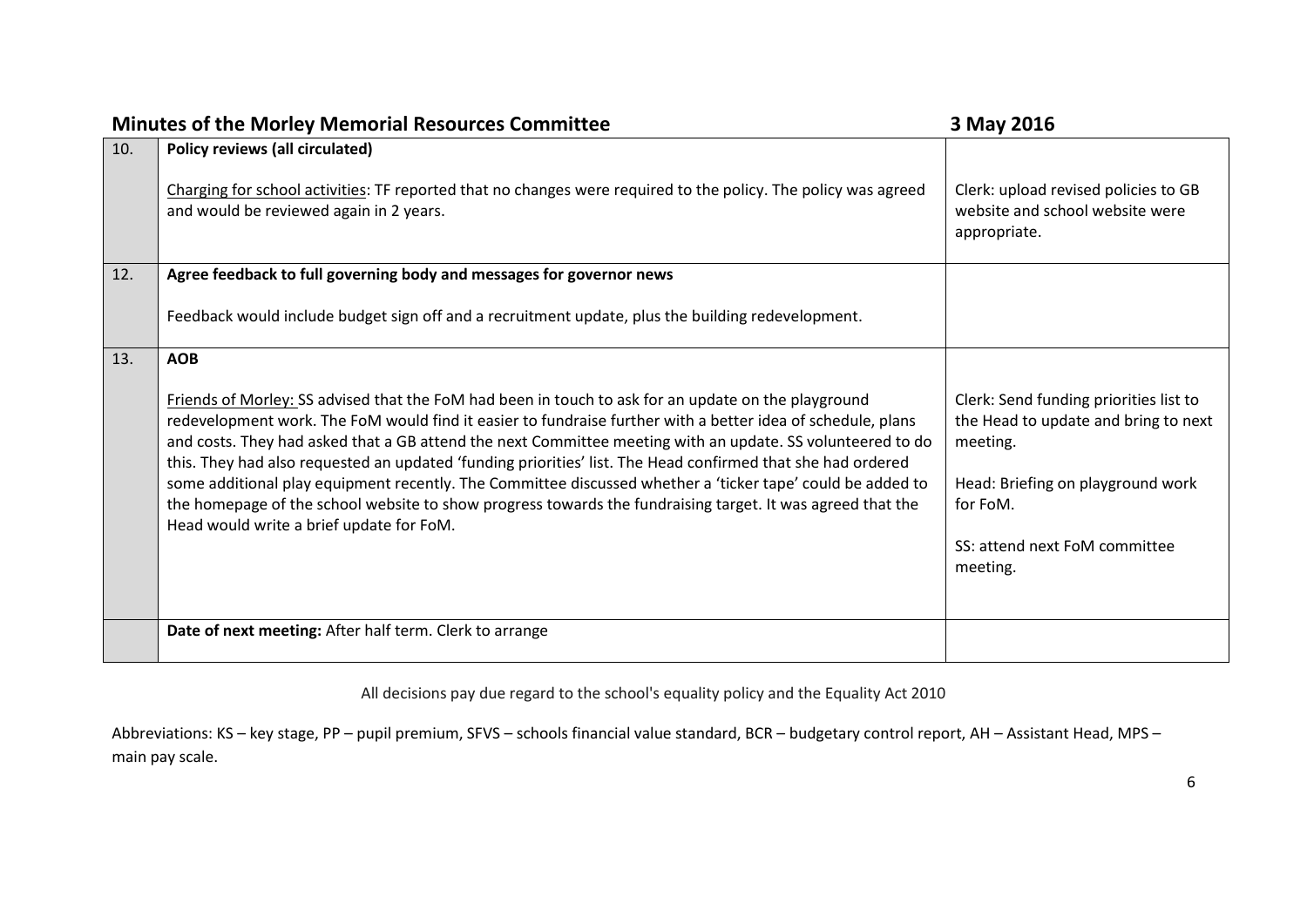## Minutes of the Morley Memorial Resources Committee 3 May 2016

| | | |
|---|---|---|
| 10. | **Policy reviews (all circulated)**<br><br>Charging for school activities: TF reported that no changes were required to the policy. The policy was agreed and would be reviewed again in 2 years. | Clerk: upload revised policies to GB website and school website were appropriate. |
| 12. | **Agree feedback to full governing body and messages for governor news**<br><br>Feedback would include budget sign off and a recruitment update, plus the building redevelopment. | |
| 13. | **AOB**<br><br>Friends of Morley: SS advised that the FoM had been in touch to ask for an update on the playground redevelopment work. The FoM would find it easier to fundraise further with a better idea of schedule, plans and costs. They had asked that a GB attend the next Committee meeting with an update. SS volunteered to do this. They had also requested an updated 'funding priorities' list. The Head confirmed that she had ordered some additional play equipment recently. The Committee discussed whether a 'ticker tape' could be added to the homepage of the school website to show progress towards the fundraising target. It was agreed that the Head would write a brief update for FoM. | Clerk: Send funding priorities list to the Head to update and bring to next meeting.<br><br>Head: Briefing on playground work for FoM.<br><br>SS: attend next FoM committee meeting. |
| | **Date of next meeting:** After half term. Clerk to arrange | |

All decisions pay due regard to the school's equality policy and the Equality Act 2010

Abbreviations: KS – key stage, PP – pupil premium, SFVS – schools financial value standard, BCR – budgetary control report, AH – Assistant Head, MPS – main pay scale.